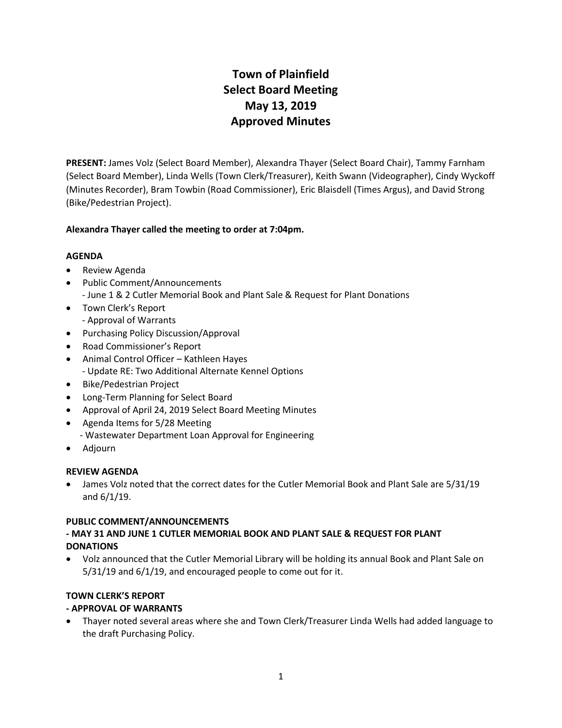# Town of Plainfield
# Select Board Meeting
# May 13, 2019
# Approved Minutes

**PRESENT:** James Volz (Select Board Member), Alexandra Thayer (Select Board Chair), Tammy Farnham (Select Board Member), Linda Wells (Town Clerk/Treasurer), Keith Swann (Videographer), Cindy Wyckoff (Minutes Recorder), Bram Towbin (Road Commissioner), Eric Blaisdell (Times Argus), and David Strong (Bike/Pedestrian Project).

**Alexandra Thayer called the meeting to order at 7:04pm.**

**AGENDA**

- Review Agenda
- Public Comment/Announcements
  - June 1 & 2 Cutler Memorial Book and Plant Sale & Request for Plant Donations
- Town Clerk's Report
  - Approval of Warrants
- Purchasing Policy Discussion/Approval
- Road Commissioner's Report
- Animal Control Officer – Kathleen Hayes
  - Update RE: Two Additional Alternate Kennel Options
- Bike/Pedestrian Project
- Long-Term Planning for Select Board
- Approval of April 24, 2019 Select Board Meeting Minutes
- Agenda Items for 5/28 Meeting
  - Wastewater Department Loan Approval for Engineering
- Adjourn

**REVIEW AGENDA**

- James Volz noted that the correct dates for the Cutler Memorial Book and Plant Sale are 5/31/19 and 6/1/19.

**PUBLIC COMMENT/ANNOUNCEMENTS**
**- MAY 31 AND JUNE 1 CUTLER MEMORIAL BOOK AND PLANT SALE & REQUEST FOR PLANT DONATIONS**

- Volz announced that the Cutler Memorial Library will be holding its annual Book and Plant Sale on 5/31/19 and 6/1/19, and encouraged people to come out for it.

**TOWN CLERK'S REPORT**
**- APPROVAL OF WARRANTS**

- Thayer noted several areas where she and Town Clerk/Treasurer Linda Wells had added language to the draft Purchasing Policy.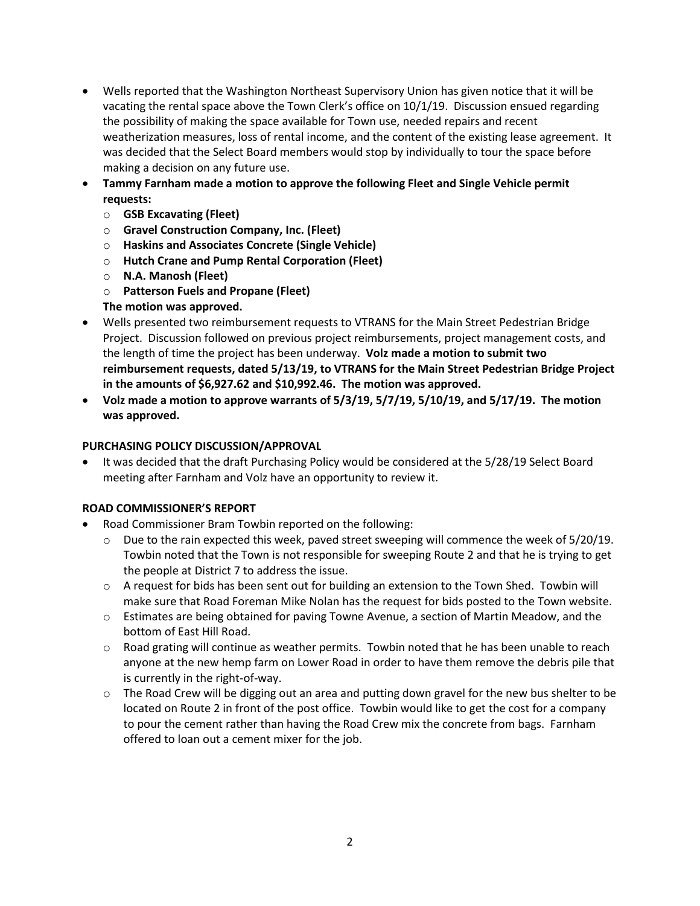- Wells reported that the Washington Northeast Supervisory Union has given notice that it will be vacating the rental space above the Town Clerk's office on 10/1/19. Discussion ensued regarding the possibility of making the space available for Town use, needed repairs and recent weatherization measures, loss of rental income, and the content of the existing lease agreement. It was decided that the Select Board members would stop by individually to tour the space before making a decision on any future use.
- **Tammy Farnham made a motion to approve the following Fleet and Single Vehicle permit requests:**
  - **GSB Excavating (Fleet)**
  - **Gravel Construction Company, Inc. (Fleet)**
  - **Haskins and Associates Concrete (Single Vehicle)**
  - **Hutch Crane and Pump Rental Corporation (Fleet)**
  - **N.A. Manosh (Fleet)**
  - **Patterson Fuels and Propane (Fleet)**

  **The motion was approved.**
- Wells presented two reimbursement requests to VTRANS for the Main Street Pedestrian Bridge Project. Discussion followed on previous project reimbursements, project management costs, and the length of time the project has been underway. **Volz made a motion to submit two reimbursement requests, dated 5/13/19, to VTRANS for the Main Street Pedestrian Bridge Project in the amounts of $6,927.62 and $10,992.46. The motion was approved.**
- **Volz made a motion to approve warrants of 5/3/19, 5/7/19, 5/10/19, and 5/17/19. The motion was approved.**

**PURCHASING POLICY DISCUSSION/APPROVAL**

- It was decided that the draft Purchasing Policy would be considered at the 5/28/19 Select Board meeting after Farnham and Volz have an opportunity to review it.

**ROAD COMMISSIONER'S REPORT**

- Road Commissioner Bram Towbin reported on the following:
  - Due to the rain expected this week, paved street sweeping will commence the week of 5/20/19. Towbin noted that the Town is not responsible for sweeping Route 2 and that he is trying to get the people at District 7 to address the issue.
  - A request for bids has been sent out for building an extension to the Town Shed. Towbin will make sure that Road Foreman Mike Nolan has the request for bids posted to the Town website.
  - Estimates are being obtained for paving Towne Avenue, a section of Martin Meadow, and the bottom of East Hill Road.
  - Road grating will continue as weather permits. Towbin noted that he has been unable to reach anyone at the new hemp farm on Lower Road in order to have them remove the debris pile that is currently in the right-of-way.
  - The Road Crew will be digging out an area and putting down gravel for the new bus shelter to be located on Route 2 in front of the post office. Towbin would like to get the cost for a company to pour the cement rather than having the Road Crew mix the concrete from bags. Farnham offered to loan out a cement mixer for the job.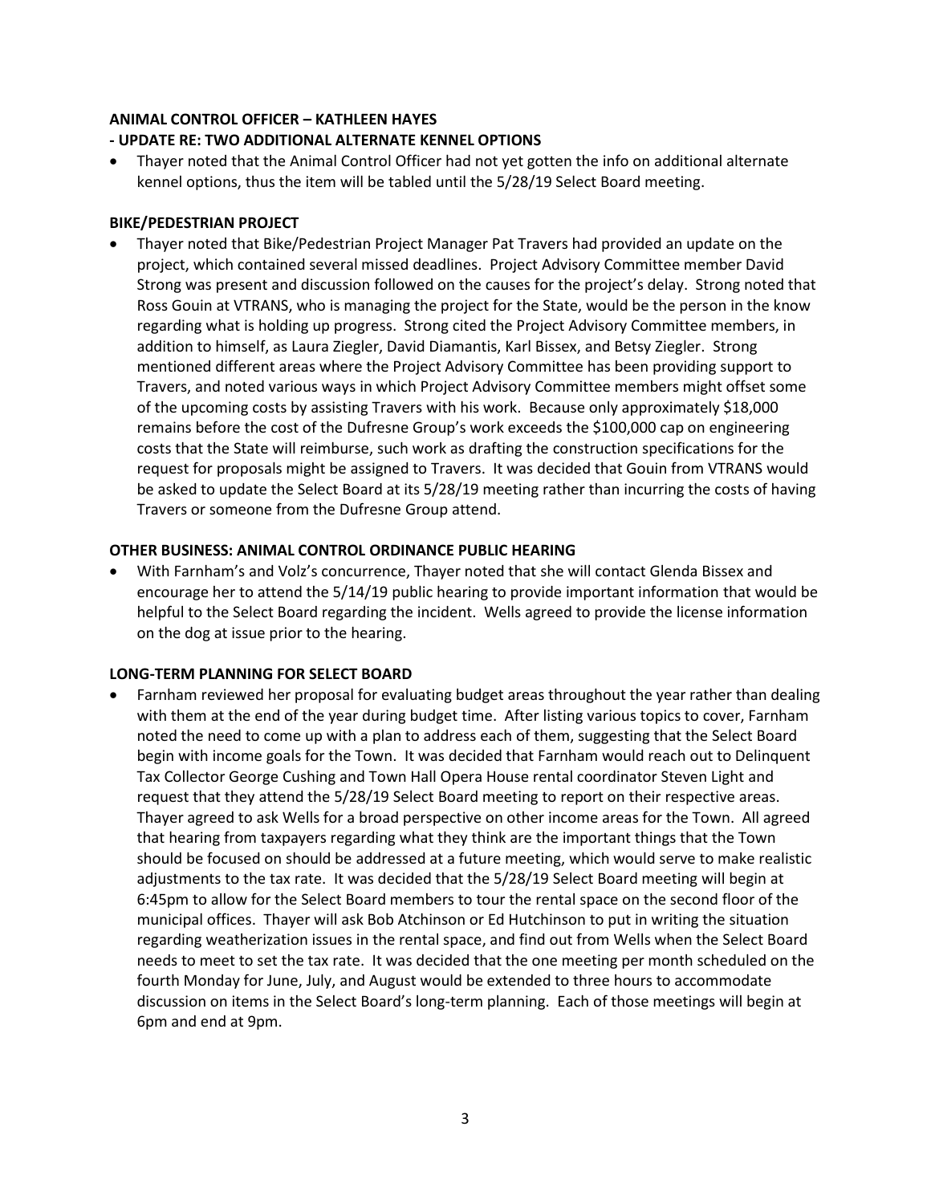**ANIMAL CONTROL OFFICER – KATHLEEN HAYES**

**- UPDATE RE: TWO ADDITIONAL ALTERNATE KENNEL OPTIONS**

- Thayer noted that the Animal Control Officer had not yet gotten the info on additional alternate kennel options, thus the item will be tabled until the 5/28/19 Select Board meeting.

**BIKE/PEDESTRIAN PROJECT**

- Thayer noted that Bike/Pedestrian Project Manager Pat Travers had provided an update on the project, which contained several missed deadlines. Project Advisory Committee member David Strong was present and discussion followed on the causes for the project's delay. Strong noted that Ross Gouin at VTRANS, who is managing the project for the State, would be the person in the know regarding what is holding up progress. Strong cited the Project Advisory Committee members, in addition to himself, as Laura Ziegler, David Diamantis, Karl Bissex, and Betsy Ziegler. Strong mentioned different areas where the Project Advisory Committee has been providing support to Travers, and noted various ways in which Project Advisory Committee members might offset some of the upcoming costs by assisting Travers with his work. Because only approximately $18,000 remains before the cost of the Dufresne Group's work exceeds the $100,000 cap on engineering costs that the State will reimburse, such work as drafting the construction specifications for the request for proposals might be assigned to Travers. It was decided that Gouin from VTRANS would be asked to update the Select Board at its 5/28/19 meeting rather than incurring the costs of having Travers or someone from the Dufresne Group attend.

**OTHER BUSINESS: ANIMAL CONTROL ORDINANCE PUBLIC HEARING**

- With Farnham's and Volz's concurrence, Thayer noted that she will contact Glenda Bissex and encourage her to attend the 5/14/19 public hearing to provide important information that would be helpful to the Select Board regarding the incident. Wells agreed to provide the license information on the dog at issue prior to the hearing.

**LONG-TERM PLANNING FOR SELECT BOARD**

- Farnham reviewed her proposal for evaluating budget areas throughout the year rather than dealing with them at the end of the year during budget time. After listing various topics to cover, Farnham noted the need to come up with a plan to address each of them, suggesting that the Select Board begin with income goals for the Town. It was decided that Farnham would reach out to Delinquent Tax Collector George Cushing and Town Hall Opera House rental coordinator Steven Light and request that they attend the 5/28/19 Select Board meeting to report on their respective areas. Thayer agreed to ask Wells for a broad perspective on other income areas for the Town. All agreed that hearing from taxpayers regarding what they think are the important things that the Town should be focused on should be addressed at a future meeting, which would serve to make realistic adjustments to the tax rate. It was decided that the 5/28/19 Select Board meeting will begin at 6:45pm to allow for the Select Board members to tour the rental space on the second floor of the municipal offices. Thayer will ask Bob Atchinson or Ed Hutchinson to put in writing the situation regarding weatherization issues in the rental space, and find out from Wells when the Select Board needs to meet to set the tax rate. It was decided that the one meeting per month scheduled on the fourth Monday for June, July, and August would be extended to three hours to accommodate discussion on items in the Select Board's long-term planning. Each of those meetings will begin at 6pm and end at 9pm.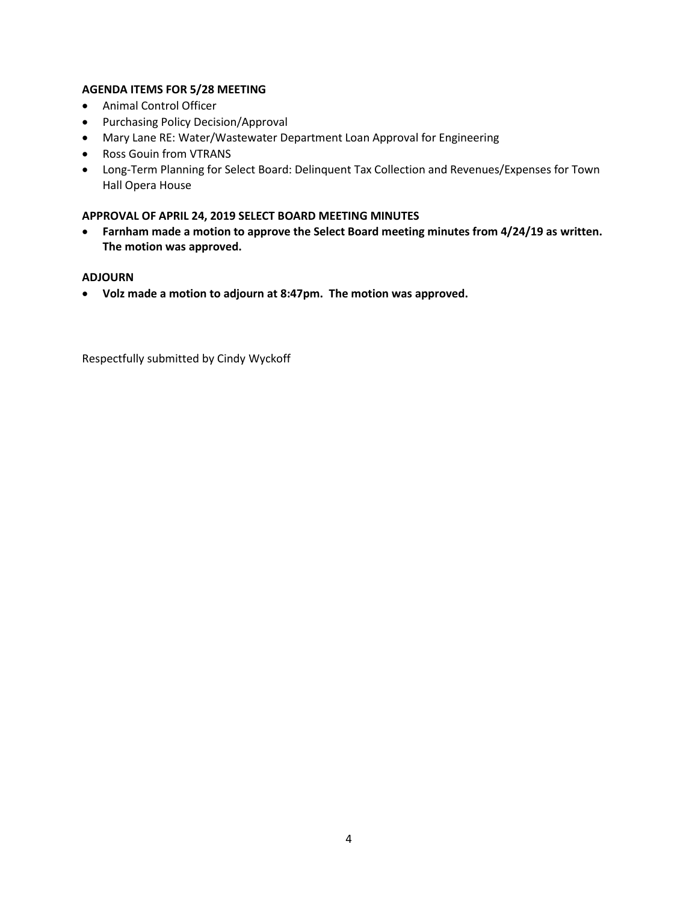**AGENDA ITEMS FOR 5/28 MEETING**

- Animal Control Officer
- Purchasing Policy Decision/Approval
- Mary Lane RE: Water/Wastewater Department Loan Approval for Engineering
- Ross Gouin from VTRANS
- Long-Term Planning for Select Board: Delinquent Tax Collection and Revenues/Expenses for Town Hall Opera House

**APPROVAL OF APRIL 24, 2019 SELECT BOARD MEETING MINUTES**

- **Farnham made a motion to approve the Select Board meeting minutes from 4/24/19 as written. The motion was approved.**

**ADJOURN**

- **Volz made a motion to adjourn at 8:47pm. The motion was approved.**

Respectfully submitted by Cindy Wyckoff